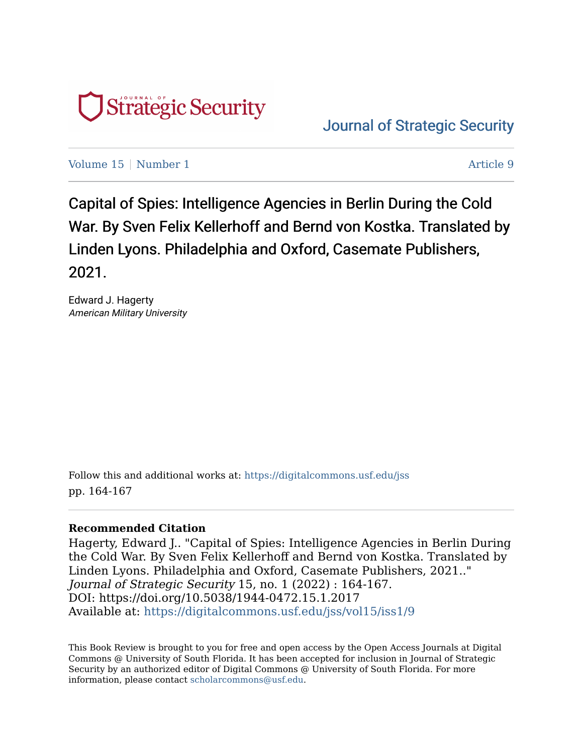# Journal of Strategic Security

Volume 15 | Number 1 | Article 9

## Capital of Spies: Intelligence Agencies in Berlin During the Cold War. By Sven Felix Kellerhoff and Bernd von Kostka. Translated by Linden Lyons. Philadelphia and Oxford, Casemate Publishers, 2021.

Edward J. Hagerty
*American Military University*

Follow this and additional works at: https://digitalcommons.usf.edu/jss
pp. 164-167

**Recommended Citation**
Hagerty, Edward J.. "Capital of Spies: Intelligence Agencies in Berlin During the Cold War. By Sven Felix Kellerhoff and Bernd von Kostka. Translated by Linden Lyons. Philadelphia and Oxford, Casemate Publishers, 2021.." *Journal of Strategic Security* 15, no. 1 (2022) : 164-167.
DOI: https://doi.org/10.5038/1944-0472.15.1.2017
Available at: https://digitalcommons.usf.edu/jss/vol15/iss1/9

This Book Review is brought to you for free and open access by the Open Access Journals at Digital Commons @ University of South Florida. It has been accepted for inclusion in Journal of Strategic Security by an authorized editor of Digital Commons @ University of South Florida. For more information, please contact scholarcommons@usf.edu.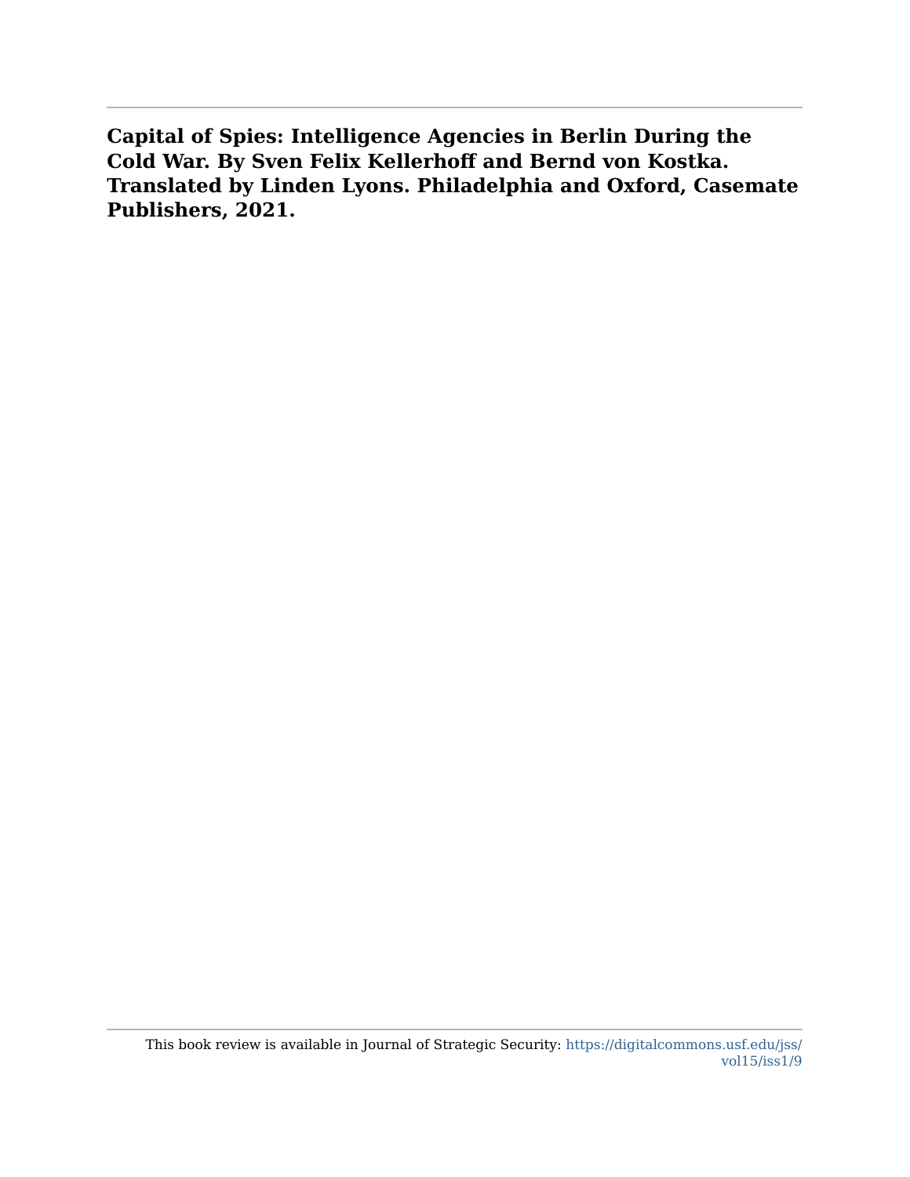**Capital of Spies: Intelligence Agencies in Berlin During the Cold War. By Sven Felix Kellerhoff and Bernd von Kostka. Translated by Linden Lyons. Philadelphia and Oxford, Casemate Publishers, 2021.**

This book review is available in Journal of Strategic Security: https://digitalcommons.usf.edu/jss/vol15/iss1/9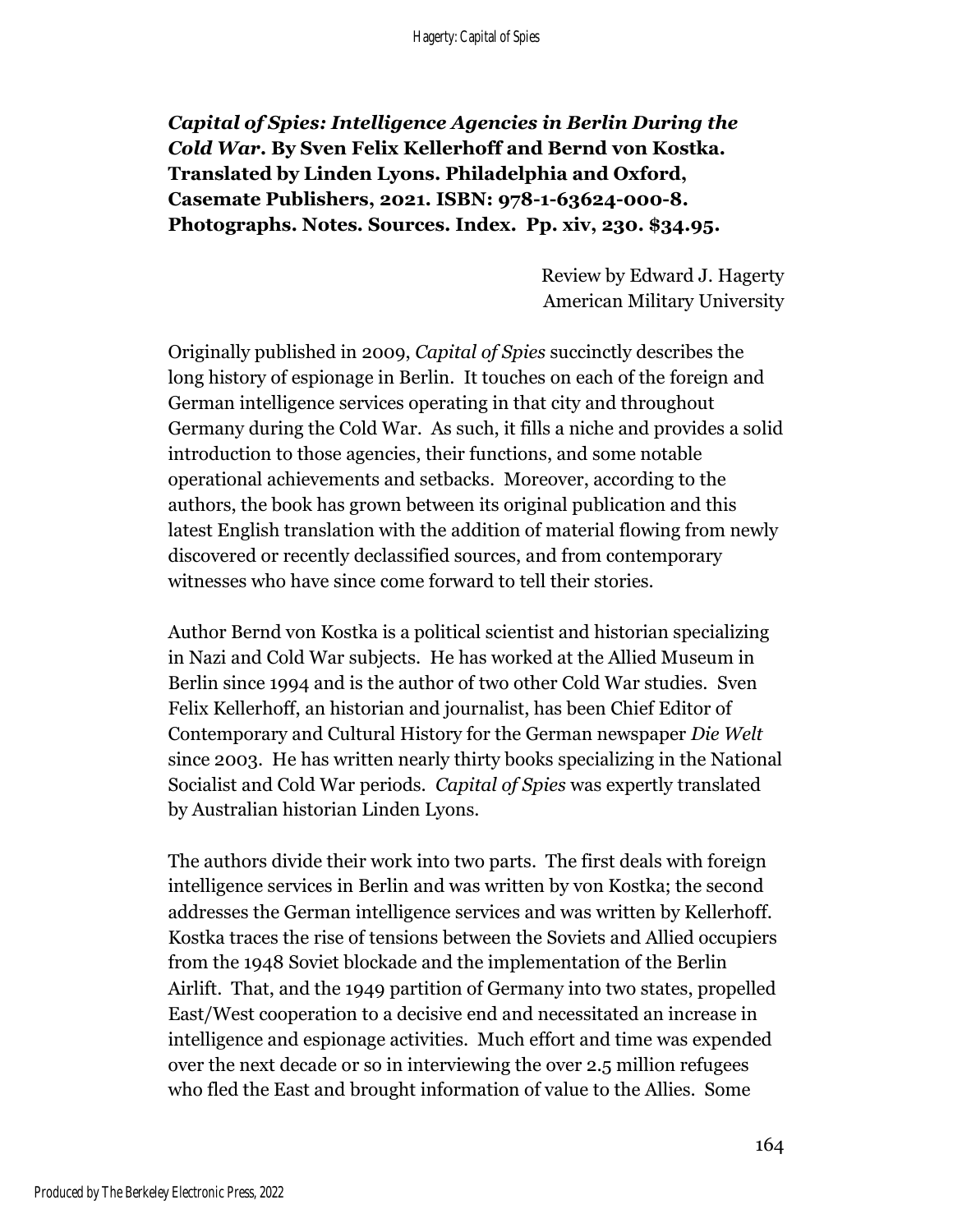***Capital of Spies: Intelligence Agencies in Berlin During the Cold War*. By Sven Felix Kellerhoff and Bernd von Kostka. Translated by Linden Lyons. Philadelphia and Oxford, Casemate Publishers, 2021. ISBN: 978-1-63624-000-8. Photographs. Notes. Sources. Index. Pp. xiv, 230. $34.95.**

Review by Edward J. Hagerty
American Military University

Originally published in 2009, *Capital of Spies* succinctly describes the long history of espionage in Berlin. It touches on each of the foreign and German intelligence services operating in that city and throughout Germany during the Cold War. As such, it fills a niche and provides a solid introduction to those agencies, their functions, and some notable operational achievements and setbacks. Moreover, according to the authors, the book has grown between its original publication and this latest English translation with the addition of material flowing from newly discovered or recently declassified sources, and from contemporary witnesses who have since come forward to tell their stories.

Author Bernd von Kostka is a political scientist and historian specializing in Nazi and Cold War subjects. He has worked at the Allied Museum in Berlin since 1994 and is the author of two other Cold War studies. Sven Felix Kellerhoff, an historian and journalist, has been Chief Editor of Contemporary and Cultural History for the German newspaper *Die Welt* since 2003. He has written nearly thirty books specializing in the National Socialist and Cold War periods. *Capital of Spies* was expertly translated by Australian historian Linden Lyons.

The authors divide their work into two parts. The first deals with foreign intelligence services in Berlin and was written by von Kostka; the second addresses the German intelligence services and was written by Kellerhoff. Kostka traces the rise of tensions between the Soviets and Allied occupiers from the 1948 Soviet blockade and the implementation of the Berlin Airlift. That, and the 1949 partition of Germany into two states, propelled East/West cooperation to a decisive end and necessitated an increase in intelligence and espionage activities. Much effort and time was expended over the next decade or so in interviewing the over 2.5 million refugees who fled the East and brought information of value to the Allies. Some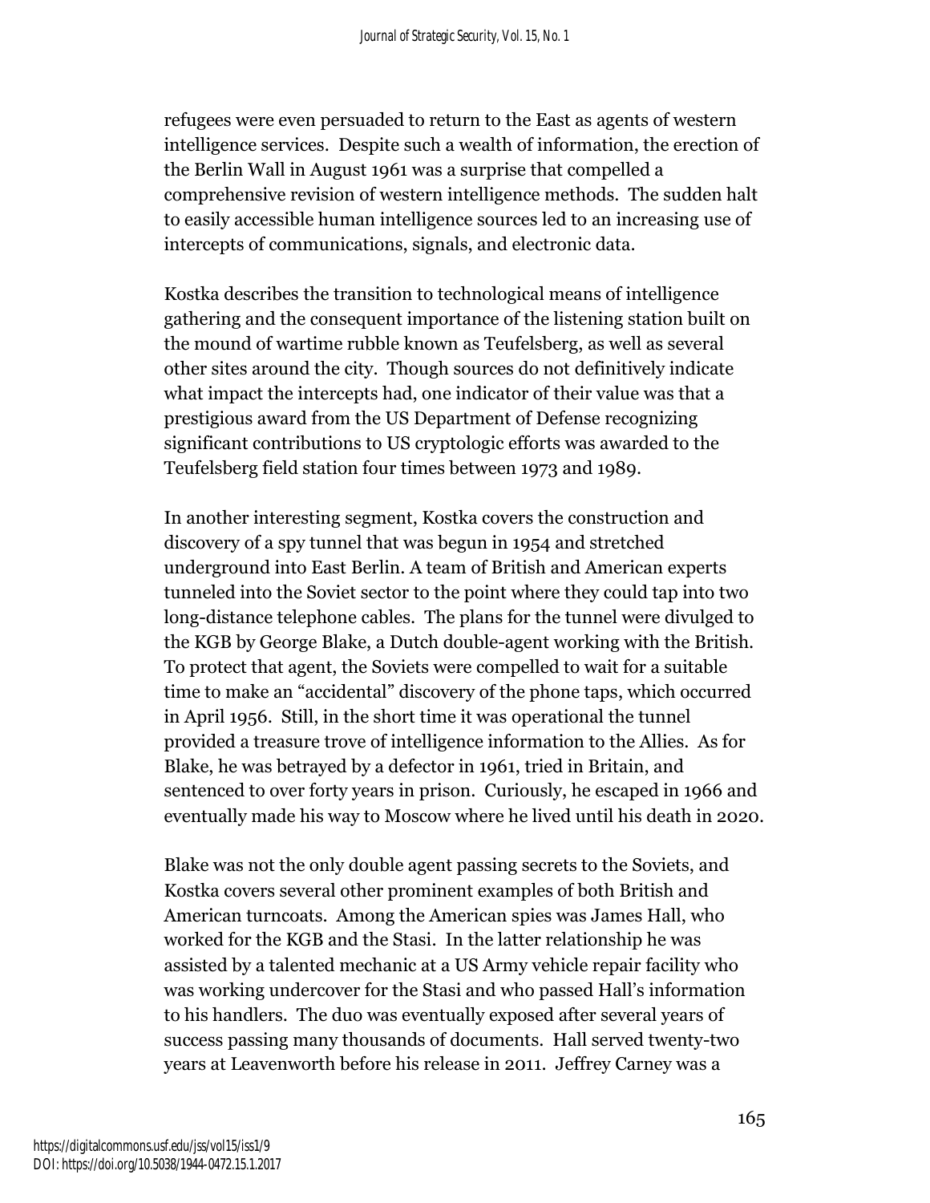refugees were even persuaded to return to the East as agents of western intelligence services. Despite such a wealth of information, the erection of the Berlin Wall in August 1961 was a surprise that compelled a comprehensive revision of western intelligence methods. The sudden halt to easily accessible human intelligence sources led to an increasing use of intercepts of communications, signals, and electronic data.

Kostka describes the transition to technological means of intelligence gathering and the consequent importance of the listening station built on the mound of wartime rubble known as Teufelsberg, as well as several other sites around the city. Though sources do not definitively indicate what impact the intercepts had, one indicator of their value was that a prestigious award from the US Department of Defense recognizing significant contributions to US cryptologic efforts was awarded to the Teufelsberg field station four times between 1973 and 1989.

In another interesting segment, Kostka covers the construction and discovery of a spy tunnel that was begun in 1954 and stretched underground into East Berlin. A team of British and American experts tunneled into the Soviet sector to the point where they could tap into two long-distance telephone cables. The plans for the tunnel were divulged to the KGB by George Blake, a Dutch double-agent working with the British. To protect that agent, the Soviets were compelled to wait for a suitable time to make an "accidental" discovery of the phone taps, which occurred in April 1956. Still, in the short time it was operational the tunnel provided a treasure trove of intelligence information to the Allies. As for Blake, he was betrayed by a defector in 1961, tried in Britain, and sentenced to over forty years in prison. Curiously, he escaped in 1966 and eventually made his way to Moscow where he lived until his death in 2020.

Blake was not the only double agent passing secrets to the Soviets, and Kostka covers several other prominent examples of both British and American turncoats. Among the American spies was James Hall, who worked for the KGB and the Stasi. In the latter relationship he was assisted by a talented mechanic at a US Army vehicle repair facility who was working undercover for the Stasi and who passed Hall's information to his handlers. The duo was eventually exposed after several years of success passing many thousands of documents. Hall served twenty-two years at Leavenworth before his release in 2011. Jeffrey Carney was a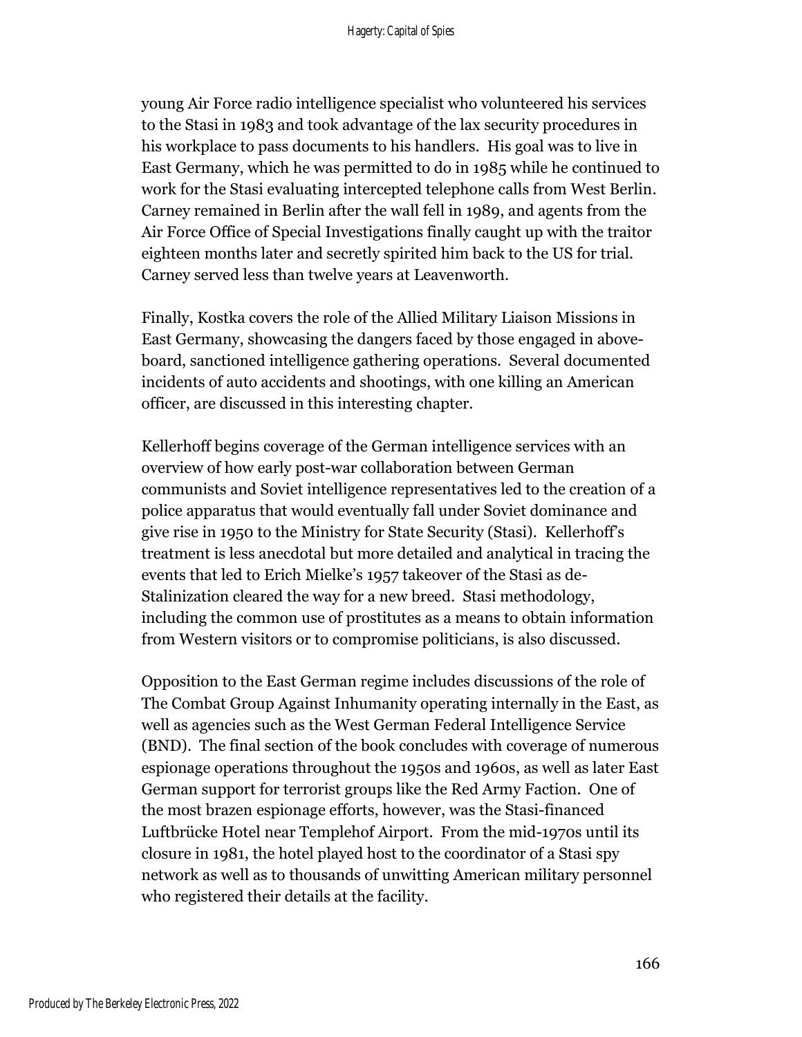young Air Force radio intelligence specialist who volunteered his services to the Stasi in 1983 and took advantage of the lax security procedures in his workplace to pass documents to his handlers. His goal was to live in East Germany, which he was permitted to do in 1985 while he continued to work for the Stasi evaluating intercepted telephone calls from West Berlin. Carney remained in Berlin after the wall fell in 1989, and agents from the Air Force Office of Special Investigations finally caught up with the traitor eighteen months later and secretly spirited him back to the US for trial. Carney served less than twelve years at Leavenworth.

Finally, Kostka covers the role of the Allied Military Liaison Missions in East Germany, showcasing the dangers faced by those engaged in above-board, sanctioned intelligence gathering operations. Several documented incidents of auto accidents and shootings, with one killing an American officer, are discussed in this interesting chapter.

Kellerhoff begins coverage of the German intelligence services with an overview of how early post-war collaboration between German communists and Soviet intelligence representatives led to the creation of a police apparatus that would eventually fall under Soviet dominance and give rise in 1950 to the Ministry for State Security (Stasi). Kellerhoff's treatment is less anecdotal but more detailed and analytical in tracing the events that led to Erich Mielke's 1957 takeover of the Stasi as de-Stalinization cleared the way for a new breed. Stasi methodology, including the common use of prostitutes as a means to obtain information from Western visitors or to compromise politicians, is also discussed.

Opposition to the East German regime includes discussions of the role of The Combat Group Against Inhumanity operating internally in the East, as well as agencies such as the West German Federal Intelligence Service (BND). The final section of the book concludes with coverage of numerous espionage operations throughout the 1950s and 1960s, as well as later East German support for terrorist groups like the Red Army Faction. One of the most brazen espionage efforts, however, was the Stasi-financed Luftbrücke Hotel near Templehof Airport. From the mid-1970s until its closure in 1981, the hotel played host to the coordinator of a Stasi spy network as well as to thousands of unwitting American military personnel who registered their details at the facility.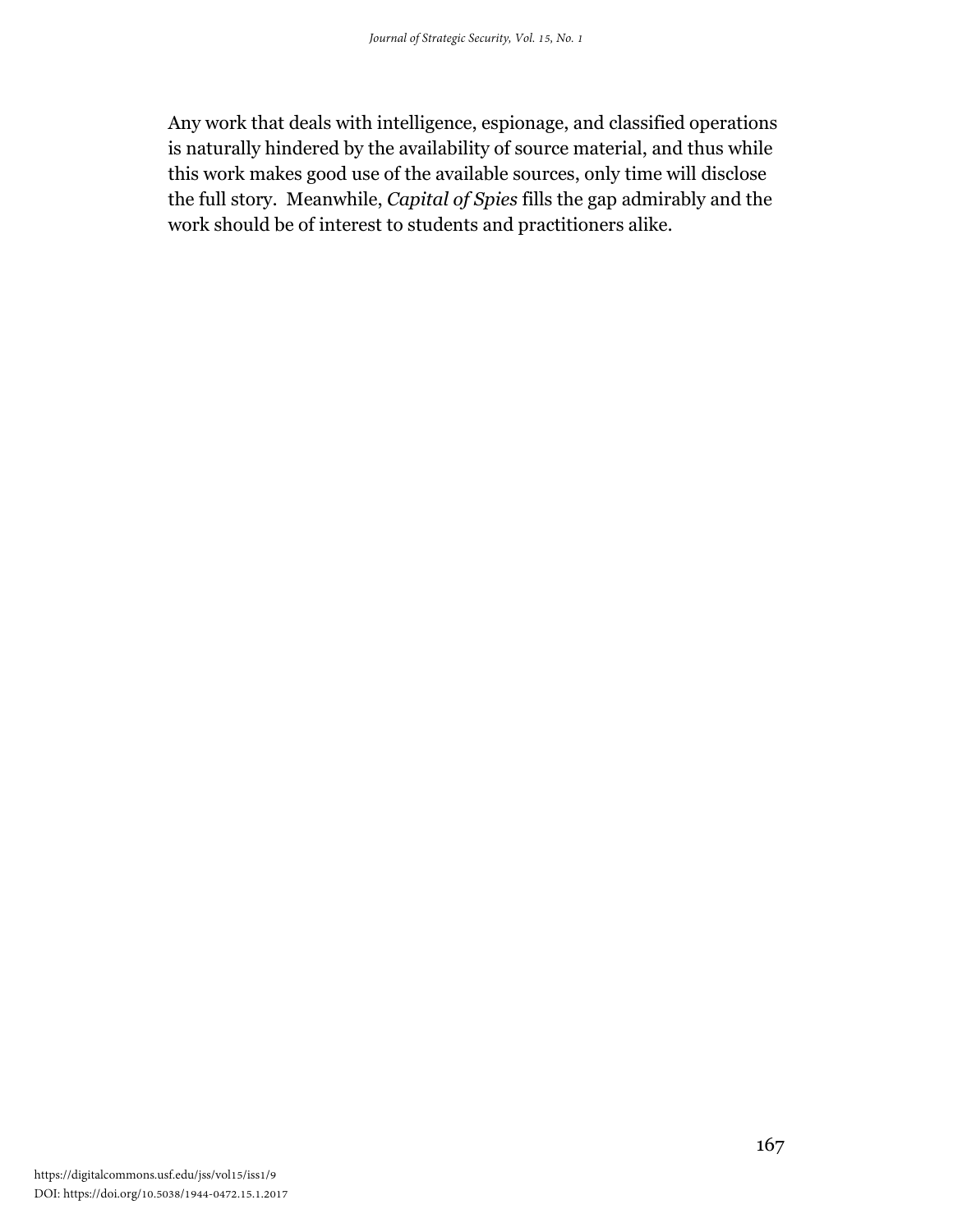Any work that deals with intelligence, espionage, and classified operations is naturally hindered by the availability of source material, and thus while this work makes good use of the available sources, only time will disclose the full story. Meanwhile, *Capital of Spies* fills the gap admirably and the work should be of interest to students and practitioners alike.